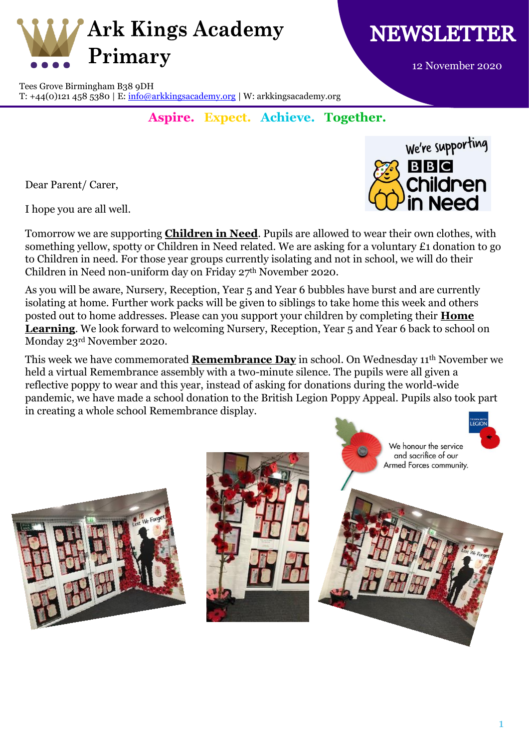# Ark Kings Academy Primary

# NEWSLETTER

12 November 2020

Tees Grove Birmingham B38 9DH
T: +44(0)121 458 5380 | E: info@arkkingsacademy.org | W: arkkingsacademy.org

**Aspire. Expect. Achieve. Together.**

Dear Parent/ Carer,

I hope you are all well.

Tomorrow we are supporting **Children in Need**. Pupils are allowed to wear their own clothes, with something yellow, spotty or Children in Need related. We are asking for a voluntary £1 donation to go to Children in need. For those year groups currently isolating and not in school, we will do their Children in Need non-uniform day on Friday 27th November 2020.

As you will be aware, Nursery, Reception, Year 5 and Year 6 bubbles have burst and are currently isolating at home. Further work packs will be given to siblings to take home this week and others posted out to home addresses. Please can you support your children by completing their **Home Learning**. We look forward to welcoming Nursery, Reception, Year 5 and Year 6 back to school on Monday 23rd November 2020.

This week we have commemorated **Remembrance Day** in school. On Wednesday 11th November we held a virtual Remembrance assembly with a two-minute silence. The pupils were all given a reflective poppy to wear and this year, instead of asking for donations during the world-wide pandemic, we have made a school donation to the British Legion Poppy Appeal. Pupils also took part in creating a whole school Remembrance display.

We honour the service and sacrifice of our Armed Forces community.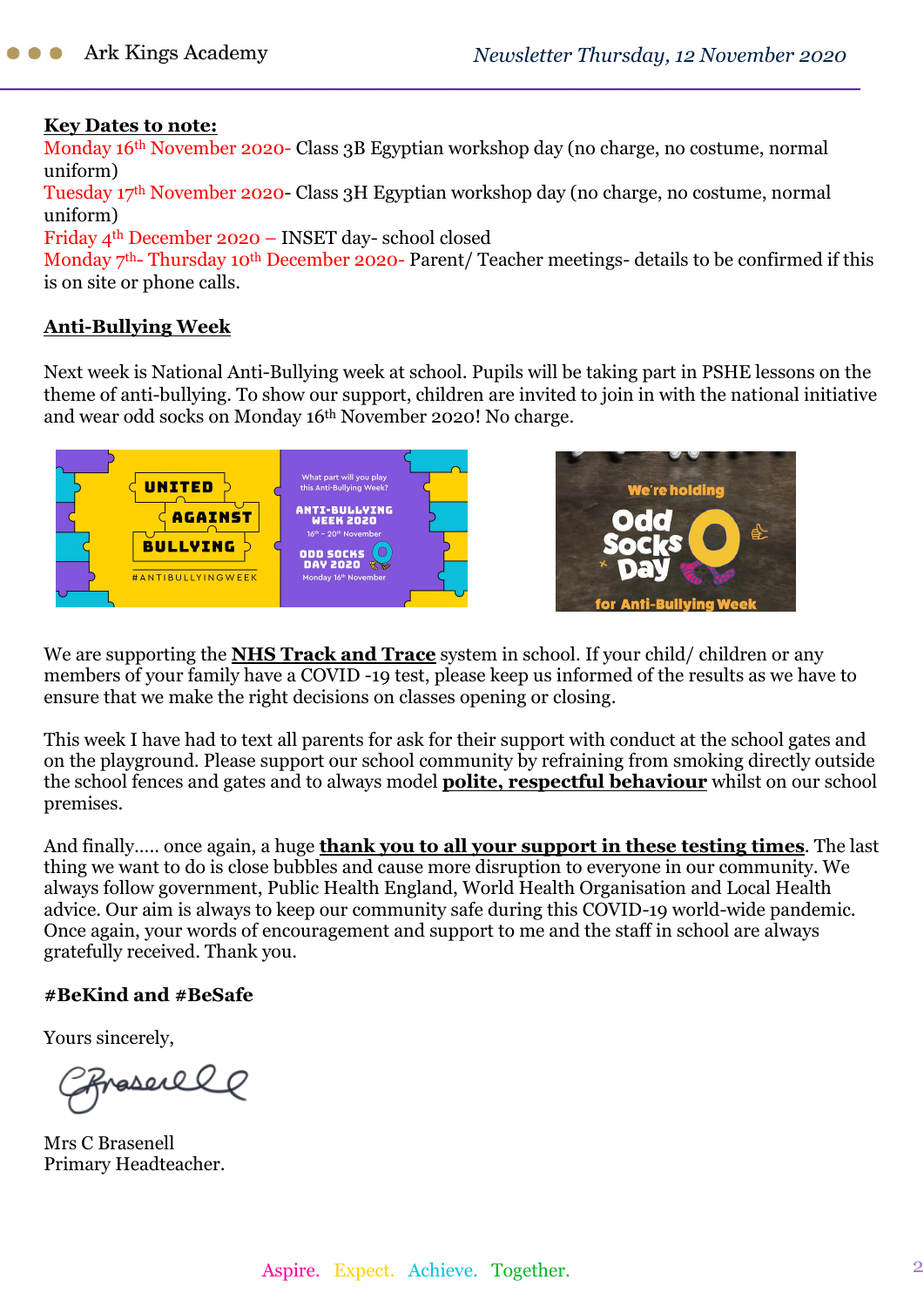**Key Dates to note:**

Monday 16th November 2020- Class 3B Egyptian workshop day (no charge, no costume, normal uniform)

Tuesday 17th November 2020- Class 3H Egyptian workshop day (no charge, no costume, normal uniform)

Friday 4th December 2020 – INSET day- school closed

Monday 7th- Thursday 10th December 2020- Parent/ Teacher meetings- details to be confirmed if this is on site or phone calls.

**Anti-Bullying Week**

Next week is National Anti-Bullying week at school. Pupils will be taking part in PSHE lessons on the theme of anti-bullying. To show our support, children are invited to join in with the national initiative and wear odd socks on Monday 16th November 2020! No charge.

We are supporting the **NHS Track and Trace** system in school. If your child/ children or any members of your family have a COVID -19 test, please keep us informed of the results as we have to ensure that we make the right decisions on classes opening or closing.

This week I have had to text all parents for ask for their support with conduct at the school gates and on the playground. Please support our school community by refraining from smoking directly outside the school fences and gates and to always model **polite, respectful behaviour** whilst on our school premises.

And finally….. once again, a huge **thank you to all your support in these testing times**. The last thing we want to do is close bubbles and cause more disruption to everyone in our community. We always follow government, Public Health England, World Health Organisation and Local Health advice. Our aim is always to keep our community safe during this COVID-19 world-wide pandemic. Once again, your words of encouragement and support to me and the staff in school are always gratefully received. Thank you.

**#BeKind and #BeSafe**

Yours sincerely,

Mrs C Brasenell
Primary Headteacher.

Aspire. Expect. Achieve. Together.